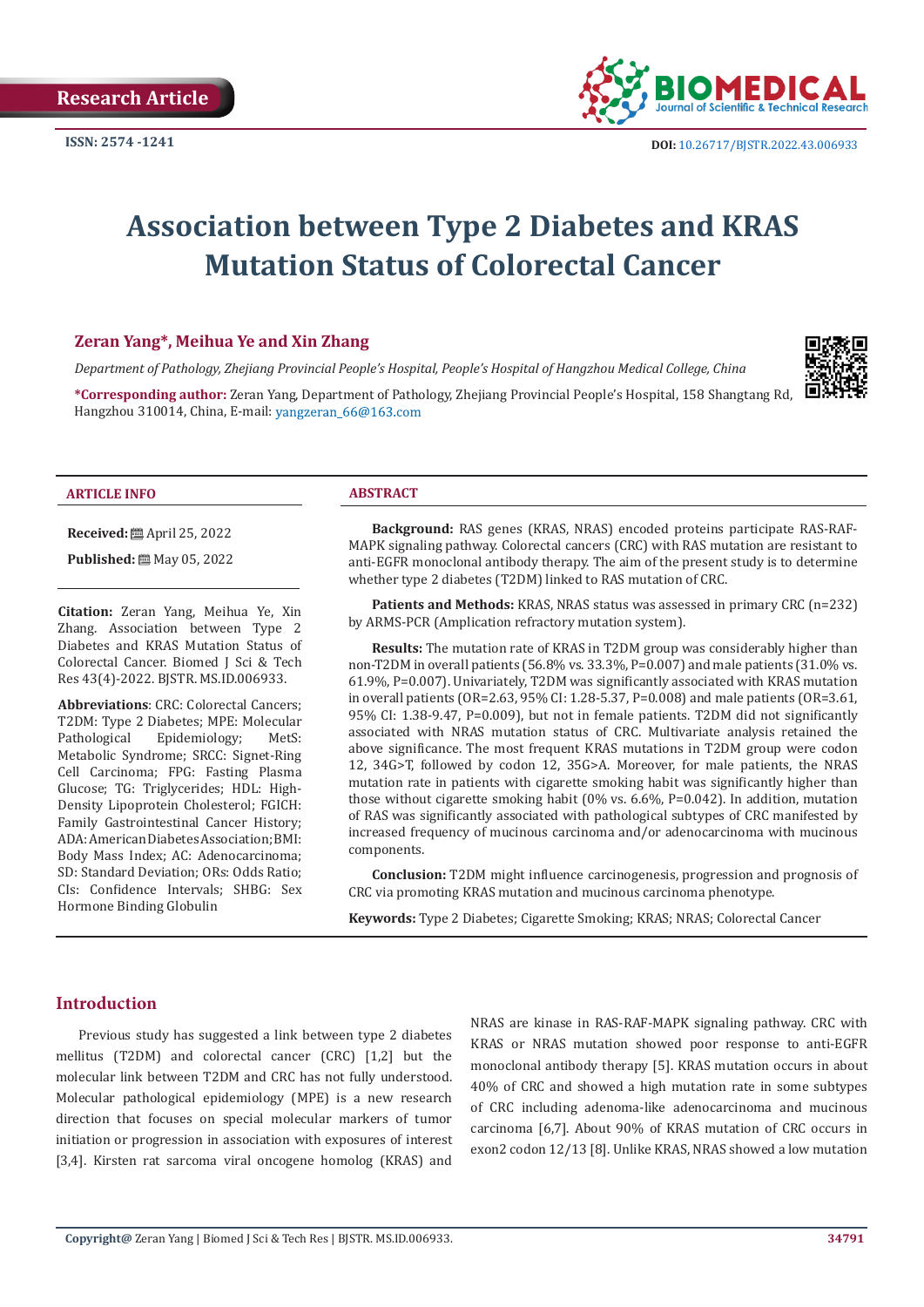Research Article

ISSN: 2574 -1241

DOI: 10.26717/BJSTR.2022.43.006933

# Association between Type 2 Diabetes and KRAS Mutation Status of Colorectal Cancer

**Zeran Yang*, Meihua Ye and Xin Zhang**

*Department of Pathology, Zhejiang Provincial People's Hospital, People's Hospital of Hangzhou Medical College, China*

***Corresponding author:** Zeran Yang, Department of Pathology, Zhejiang Provincial People's Hospital, 158 Shangtang Rd, Hangzhou 310014, China, E-mail: yangzeran_66@163.com

## ARTICLE INFO

**Received:** April 25, 2022

**Published:** May 05, 2022

**Citation:** Zeran Yang, Meihua Ye, Xin Zhang. Association between Type 2 Diabetes and KRAS Mutation Status of Colorectal Cancer. Biomed J Sci & Tech Res 43(4)-2022. BJSTR. MS.ID.006933.

**Abbreviations**: CRC: Colorectal Cancers; T2DM: Type 2 Diabetes; MPE: Molecular Pathological Epidemiology; MetS: Metabolic Syndrome; SRCC: Signet-Ring Cell Carcinoma; FPG: Fasting Plasma Glucose; TG: Triglycerides; HDL: High-Density Lipoprotein Cholesterol; FGICH: Family Gastrointestinal Cancer History; ADA: American Diabetes Association; BMI: Body Mass Index; AC: Adenocarcinoma; SD: Standard Deviation; ORs: Odds Ratio; CIs: Confidence Intervals; SHBG: Sex Hormone Binding Globulin

## ABSTRACT

**Background:** RAS genes (KRAS, NRAS) encoded proteins participate RAS-RAF-MAPK signaling pathway. Colorectal cancers (CRC) with RAS mutation are resistant to anti-EGFR monoclonal antibody therapy. The aim of the present study is to determine whether type 2 diabetes (T2DM) linked to RAS mutation of CRC.

**Patients and Methods:** KRAS, NRAS status was assessed in primary CRC (n=232) by ARMS-PCR (Amplication refractory mutation system).

**Results:** The mutation rate of KRAS in T2DM group was considerably higher than non-T2DM in overall patients (56.8% vs. 33.3%, P=0.007) and male patients (31.0% vs. 61.9%, P=0.007). Univariately, T2DM was significantly associated with KRAS mutation in overall patients (OR=2.63, 95% CI: 1.28-5.37, P=0.008) and male patients (OR=3.61, 95% CI: 1.38-9.47, P=0.009), but not in female patients. T2DM did not significantly associated with NRAS mutation status of CRC. Multivariate analysis retained the above significance. The most frequent KRAS mutations in T2DM group were codon 12, 34G>T, followed by codon 12, 35G>A. Moreover, for male patients, the NRAS mutation rate in patients with cigarette smoking habit was significantly higher than those without cigarette smoking habit (0% vs. 6.6%, P=0.042). In addition, mutation of RAS was significantly associated with pathological subtypes of CRC manifested by increased frequency of mucinous carcinoma and/or adenocarcinoma with mucinous components.

**Conclusion:** T2DM might influence carcinogenesis, progression and prognosis of CRC via promoting KRAS mutation and mucinous carcinoma phenotype.

**Keywords:** Type 2 Diabetes; Cigarette Smoking; KRAS; NRAS; Colorectal Cancer

## Introduction

Previous study has suggested a link between type 2 diabetes mellitus (T2DM) and colorectal cancer (CRC) [1,2] but the molecular link between T2DM and CRC has not fully understood. Molecular pathological epidemiology (MPE) is a new research direction that focuses on special molecular markers of tumor initiation or progression in association with exposures of interest [3,4]. Kirsten rat sarcoma viral oncogene homolog (KRAS) and NRAS are kinase in RAS-RAF-MAPK signaling pathway. CRC with KRAS or NRAS mutation showed poor response to anti-EGFR monoclonal antibody therapy [5]. KRAS mutation occurs in about 40% of CRC and showed a high mutation rate in some subtypes of CRC including adenoma-like adenocarcinoma and mucinous carcinoma [6,7]. About 90% of KRAS mutation of CRC occurs in exon2 codon 12/13 [8]. Unlike KRAS, NRAS showed a low mutation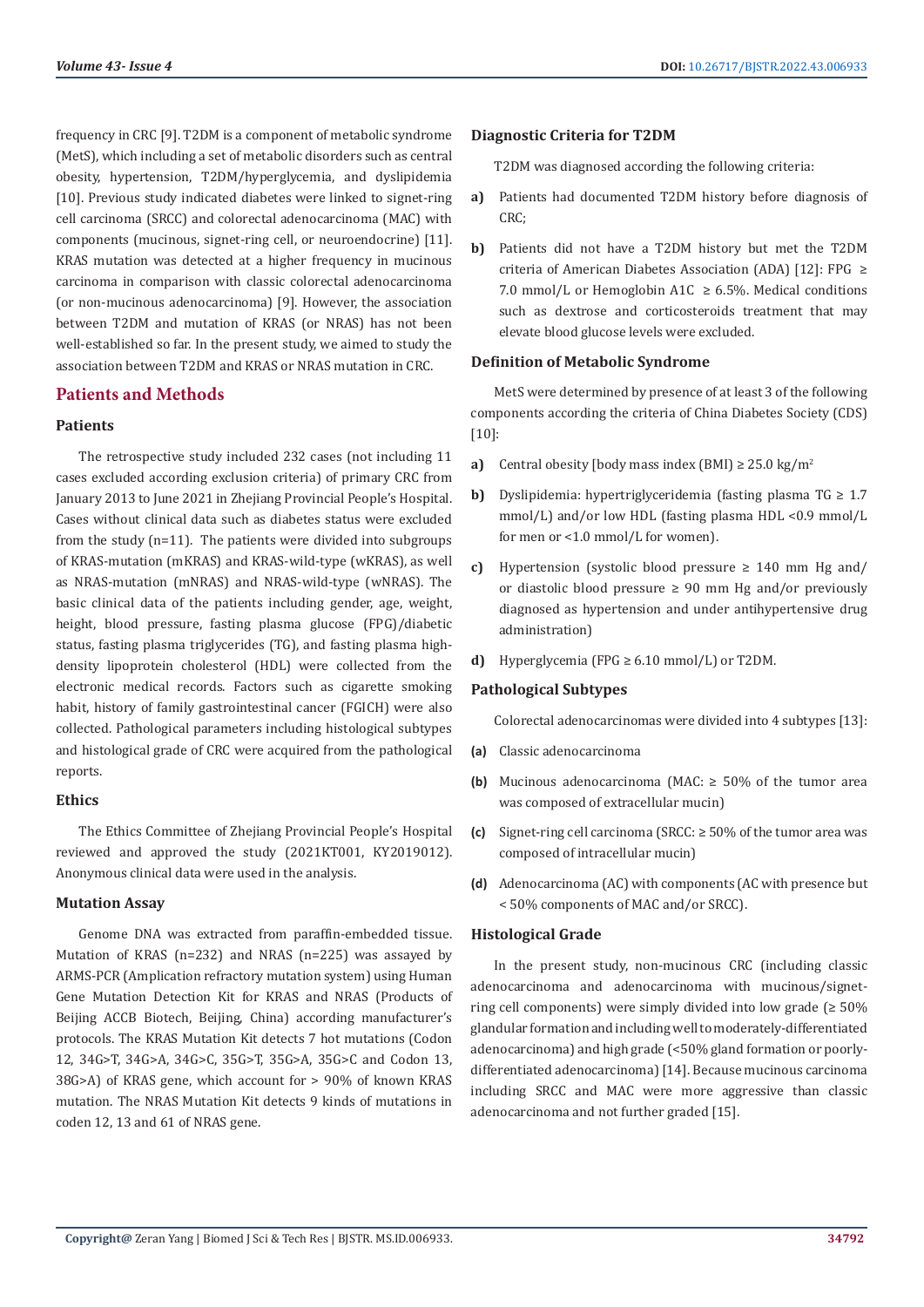frequency in CRC [9]. T2DM is a component of metabolic syndrome (MetS), which including a set of metabolic disorders such as central obesity, hypertension, T2DM/hyperglycemia, and dyslipidemia [10]. Previous study indicated diabetes were linked to signet-ring cell carcinoma (SRCC) and colorectal adenocarcinoma (MAC) with components (mucinous, signet-ring cell, or neuroendocrine) [11]. KRAS mutation was detected at a higher frequency in mucinous carcinoma in comparison with classic colorectal adenocarcinoma (or non-mucinous adenocarcinoma) [9]. However, the association between T2DM and mutation of KRAS (or NRAS) has not been well-established so far. In the present study, we aimed to study the association between T2DM and KRAS or NRAS mutation in CRC.

## Patients and Methods

### Patients

The retrospective study included 232 cases (not including 11 cases excluded according exclusion criteria) of primary CRC from January 2013 to June 2021 in Zhejiang Provincial People's Hospital. Cases without clinical data such as diabetes status were excluded from the study (n=11). The patients were divided into subgroups of KRAS-mutation (mKRAS) and KRAS-wild-type (wKRAS), as well as NRAS-mutation (mNRAS) and NRAS-wild-type (wNRAS). The basic clinical data of the patients including gender, age, weight, height, blood pressure, fasting plasma glucose (FPG)/diabetic status, fasting plasma triglycerides (TG), and fasting plasma high-density lipoprotein cholesterol (HDL) were collected from the electronic medical records. Factors such as cigarette smoking habit, history of family gastrointestinal cancer (FGICH) were also collected. Pathological parameters including histological subtypes and histological grade of CRC were acquired from the pathological reports.

### Ethics

The Ethics Committee of Zhejiang Provincial People's Hospital reviewed and approved the study (2021KT001, KY2019012). Anonymous clinical data were used in the analysis.

### Mutation Assay

Genome DNA was extracted from paraffin-embedded tissue. Mutation of KRAS (n=232) and NRAS (n=225) was assayed by ARMS-PCR (Amplication refractory mutation system) using Human Gene Mutation Detection Kit for KRAS and NRAS (Products of Beijing ACCB Biotech, Beijing, China) according manufacturer's protocols. The KRAS Mutation Kit detects 7 hot mutations (Codon 12, 34G>T, 34G>A, 34G>C, 35G>T, 35G>A, 35G>C and Codon 13, 38G>A) of KRAS gene, which account for > 90% of known KRAS mutation. The NRAS Mutation Kit detects 9 kinds of mutations in coden 12, 13 and 61 of NRAS gene.

### Diagnostic Criteria for T2DM

T2DM was diagnosed according the following criteria:

- **a)** Patients had documented T2DM history before diagnosis of CRC;
- **b)** Patients did not have a T2DM history but met the T2DM criteria of American Diabetes Association (ADA) [12]: FPG ≥ 7.0 mmol/L or Hemoglobin A1C ≥ 6.5%. Medical conditions such as dextrose and corticosteroids treatment that may elevate blood glucose levels were excluded.

### Definition of Metabolic Syndrome

MetS were determined by presence of at least 3 of the following components according the criteria of China Diabetes Society (CDS) [10]:

- **a)** Central obesity [body mass index (BMI) ≥ 25.0 kg/m$^2$
- **b)** Dyslipidemia: hypertriglyceridemia (fasting plasma TG ≥ 1.7 mmol/L) and/or low HDL (fasting plasma HDL <0.9 mmol/L for men or <1.0 mmol/L for women).
- **c)** Hypertension (systolic blood pressure ≥ 140 mm Hg and/or diastolic blood pressure ≥ 90 mm Hg and/or previously diagnosed as hypertension and under antihypertensive drug administration)
- **d)** Hyperglycemia (FPG ≥ 6.10 mmol/L) or T2DM.

### Pathological Subtypes

Colorectal adenocarcinomas were divided into 4 subtypes [13]:

- **(a)** Classic adenocarcinoma
- **(b)** Mucinous adenocarcinoma (MAC: ≥ 50% of the tumor area was composed of extracellular mucin)
- **(c)** Signet-ring cell carcinoma (SRCC: ≥ 50% of the tumor area was composed of intracellular mucin)
- **(d)** Adenocarcinoma (AC) with components (AC with presence but < 50% components of MAC and/or SRCC).

### Histological Grade

In the present study, non-mucinous CRC (including classic adenocarcinoma and adenocarcinoma with mucinous/signet-ring cell components) were simply divided into low grade (≥ 50% glandular formation and including well to moderately-differentiated adenocarcinoma) and high grade (<50% gland formation or poorly-differentiated adenocarcinoma) [14]. Because mucinous carcinoma including SRCC and MAC were more aggressive than classic adenocarcinoma and not further graded [15].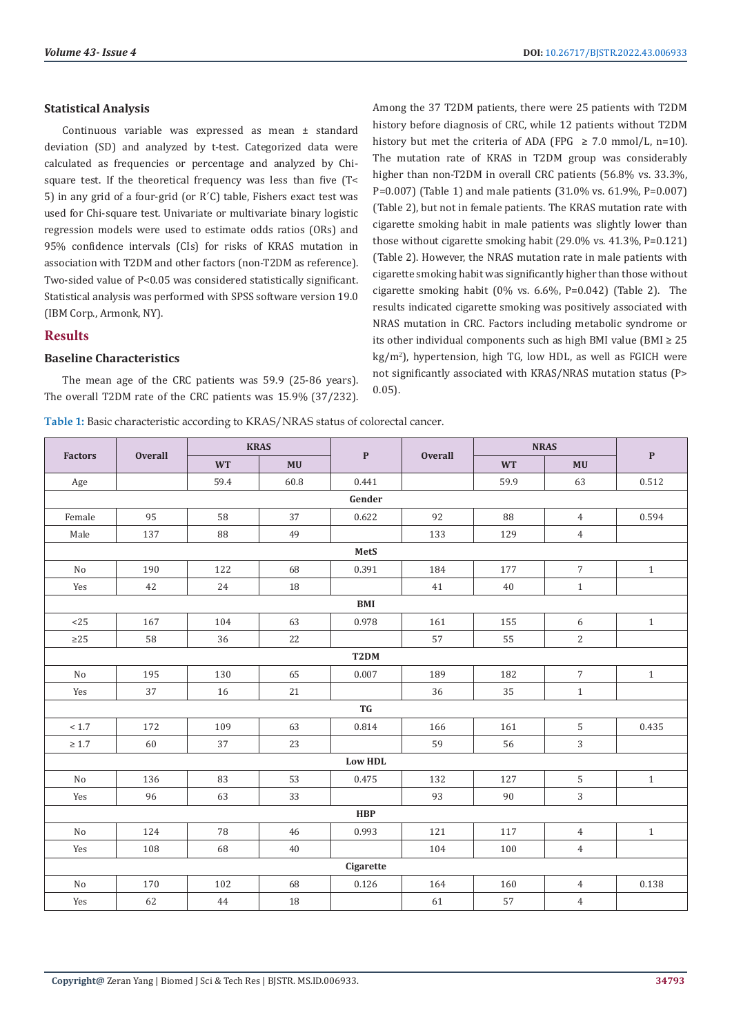### Statistical Analysis

Continuous variable was expressed as mean ± standard deviation (SD) and analyzed by t-test. Categorized data were calculated as frequencies or percentage and analyzed by Chi-square test. If the theoretical frequency was less than five (T< 5) in any grid of a four-grid (or R´C) table, Fishers exact test was used for Chi-square test. Univariate or multivariate binary logistic regression models were used to estimate odds ratios (ORs) and 95% confidence intervals (CIs) for risks of KRAS mutation in association with T2DM and other factors (non-T2DM as reference). Two-sided value of P<0.05 was considered statistically significant. Statistical analysis was performed with SPSS software version 19.0 (IBM Corp., Armonk, NY).

## Results

### Baseline Characteristics

The mean age of the CRC patients was 59.9 (25-86 years). The overall T2DM rate of the CRC patients was 15.9% (37/232). Among the 37 T2DM patients, there were 25 patients with T2DM history before diagnosis of CRC, while 12 patients without T2DM history but met the criteria of ADA (FPG ≥ 7.0 mmol/L, n=10). The mutation rate of KRAS in T2DM group was considerably higher than non-T2DM in overall CRC patients (56.8% vs. 33.3%, P=0.007) (Table 1) and male patients (31.0% vs. 61.9%, P=0.007) (Table 2), but not in female patients. The KRAS mutation rate with cigarette smoking habit in male patients was slightly lower than those without cigarette smoking habit (29.0% vs. 41.3%, P=0.121) (Table 2). However, the NRAS mutation rate in male patients with cigarette smoking habit was significantly higher than those without cigarette smoking habit (0% vs. 6.6%, P=0.042) (Table 2). The results indicated cigarette smoking was positively associated with NRAS mutation in CRC. Factors including metabolic syndrome or its other individual components such as high BMI value (BMI ≥ 25 $kg/m^2$), hypertension, high TG, low HDL, as well as FGICH were not significantly associated with KRAS/NRAS mutation status (P> 0.05).

**Table 1:** Basic characteristic according to KRAS/NRAS status of colorectal cancer.

| Factors | Overall | KRAS | | P | Overall | NRAS | | P |
|---|---|---|---|---|---|---|---|---|
| | | WT | MU | | | WT | MU | |
| Age | | 59.4 | 60.8 | 0.441 | | 59.9 | 63 | 0.512 |
| **Gender** | | | | | | | | |
| Female | 95 | 58 | 37 | 0.622 | 92 | 88 | 4 | 0.594 |
| Male | 137 | 88 | 49 | | 133 | 129 | 4 | |
| **MetS** | | | | | | | | |
| No | 190 | 122 | 68 | 0.391 | 184 | 177 | 7 | 1 |
| Yes | 42 | 24 | 18 | | 41 | 40 | 1 | |
| **BMI** | | | | | | | | |
| <25 | 167 | 104 | 63 | 0.978 | 161 | 155 | 6 | 1 |
| ≥25 | 58 | 36 | 22 | | 57 | 55 | 2 | |
| **T2DM** | | | | | | | | |
| No | 195 | 130 | 65 | 0.007 | 189 | 182 | 7 | 1 |
| Yes | 37 | 16 | 21 | | 36 | 35 | 1 | |
| **TG** | | | | | | | | |
| < 1.7 | 172 | 109 | 63 | 0.814 | 166 | 161 | 5 | 0.435 |
| ≥ 1.7 | 60 | 37 | 23 | | 59 | 56 | 3 | |
| **Low HDL** | | | | | | | | |
| No | 136 | 83 | 53 | 0.475 | 132 | 127 | 5 | 1 |
| Yes | 96 | 63 | 33 | | 93 | 90 | 3 | |
| **HBP** | | | | | | | | |
| No | 124 | 78 | 46 | 0.993 | 121 | 117 | 4 | 1 |
| Yes | 108 | 68 | 40 | | 104 | 100 | 4 | |
| **Cigarette** | | | | | | | | |
| No | 170 | 102 | 68 | 0.126 | 164 | 160 | 4 | 0.138 |
| Yes | 62 | 44 | 18 | | 61 | 57 | 4 | |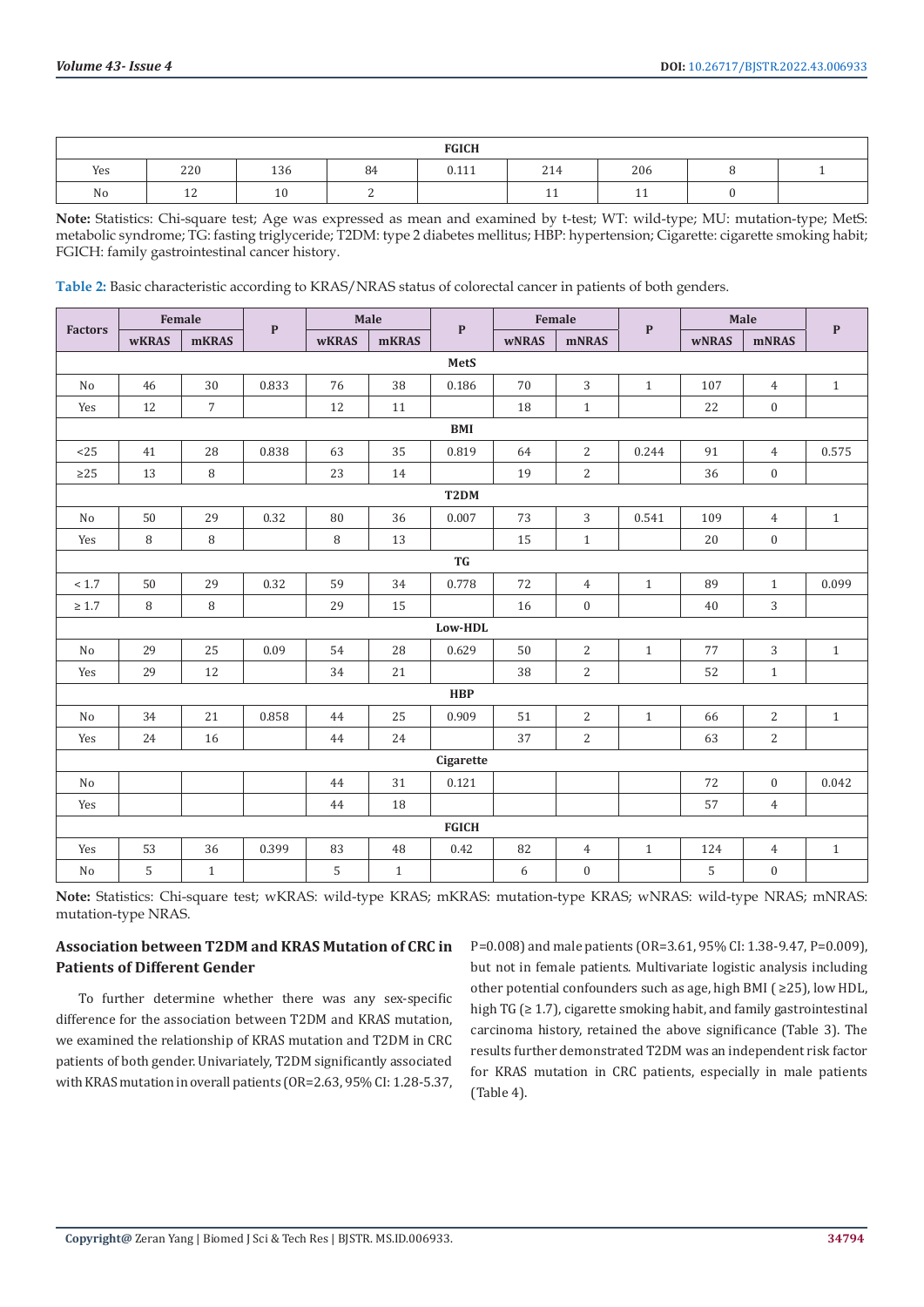| | | | | | | | | |
|---|---|---|---|---|---|---|---|---|
| **FGICH** | | | | | | | | |
| Yes | 220 | 136 | 84 | 0.111 | 214 | 206 | 8 | 1 |
| No | 12 | 10 | 2 | | 11 | 11 | 0 | |

**Note:** Statistics: Chi-square test; Age was expressed as mean and examined by t-test; WT: wild-type; MU: mutation-type; MetS: metabolic syndrome; TG: fasting triglyceride; T2DM: type 2 diabetes mellitus; HBP: hypertension; Cigarette: cigarette smoking habit; FGICH: family gastrointestinal cancer history.

**Table 2:** Basic characteristic according to KRAS/NRAS status of colorectal cancer in patients of both genders.

| Factors | Female | | P | Male | | P | Female | | P | Male | | P |
|---|---|---|---|---|---|---|---|---|---|---|---|---|
| | wKRAS | mKRAS | | wKRAS | mKRAS | | wNRAS | mNRAS | | wNRAS | mNRAS | |
| **MetS** | | | | | | | | | | | | |
| No | 46 | 30 | 0.833 | 76 | 38 | 0.186 | 70 | 3 | 1 | 107 | 4 | 1 |
| Yes | 12 | 7 | | 12 | 11 | | 18 | 1 | | 22 | 0 | |
| **BMI** | | | | | | | | | | | | |
| <25 | 41 | 28 | 0.838 | 63 | 35 | 0.819 | 64 | 2 | 0.244 | 91 | 4 | 0.575 |
| ≥25 | 13 | 8 | | 23 | 14 | | 19 | 2 | | 36 | 0 | |
| **T2DM** | | | | | | | | | | | | |
| No | 50 | 29 | 0.32 | 80 | 36 | 0.007 | 73 | 3 | 0.541 | 109 | 4 | 1 |
| Yes | 8 | 8 | | 8 | 13 | | 15 | 1 | | 20 | 0 | |
| **TG** | | | | | | | | | | | | |
| < 1.7 | 50 | 29 | 0.32 | 59 | 34 | 0.778 | 72 | 4 | 1 | 89 | 1 | 0.099 |
| ≥ 1.7 | 8 | 8 | | 29 | 15 | | 16 | 0 | | 40 | 3 | |
| **Low-HDL** | | | | | | | | | | | | |
| No | 29 | 25 | 0.09 | 54 | 28 | 0.629 | 50 | 2 | 1 | 77 | 3 | 1 |
| Yes | 29 | 12 | | 34 | 21 | | 38 | 2 | | 52 | 1 | |
| **HBP** | | | | | | | | | | | | |
| No | 34 | 21 | 0.858 | 44 | 25 | 0.909 | 51 | 2 | 1 | 66 | 2 | 1 |
| Yes | 24 | 16 | | 44 | 24 | | 37 | 2 | | 63 | 2 | |
| **Cigarette** | | | | | | | | | | | | |
| No | | | | 44 | 31 | 0.121 | | | | 72 | 0 | 0.042 |
| Yes | | | | 44 | 18 | | | | | 57 | 4 | |
| **FGICH** | | | | | | | | | | | | |
| Yes | 53 | 36 | 0.399 | 83 | 48 | 0.42 | 82 | 4 | 1 | 124 | 4 | 1 |
| No | 5 | 1 | | 5 | 1 | | 6 | 0 | | 5 | 0 | |

**Note:** Statistics: Chi-square test; wKRAS: wild-type KRAS; mKRAS: mutation-type KRAS; wNRAS: wild-type NRAS; mNRAS: mutation-type NRAS.

## Association between T2DM and KRAS Mutation of CRC in Patients of Different Gender

To further determine whether there was any sex-specific difference for the association between T2DM and KRAS mutation, we examined the relationship of KRAS mutation and T2DM in CRC patients of both gender. Univariately, T2DM significantly associated with KRAS mutation in overall patients (OR=2.63, 95% CI: 1.28-5.37, P=0.008) and male patients (OR=3.61, 95% CI: 1.38-9.47, P=0.009), but not in female patients. Multivariate logistic analysis including other potential confounders such as age, high BMI ( ≥25), low HDL, high TG (≥ 1.7), cigarette smoking habit, and family gastrointestinal carcinoma history, retained the above significance (Table 3). The results further demonstrated T2DM was an independent risk factor for KRAS mutation in CRC patients, especially in male patients (Table 4).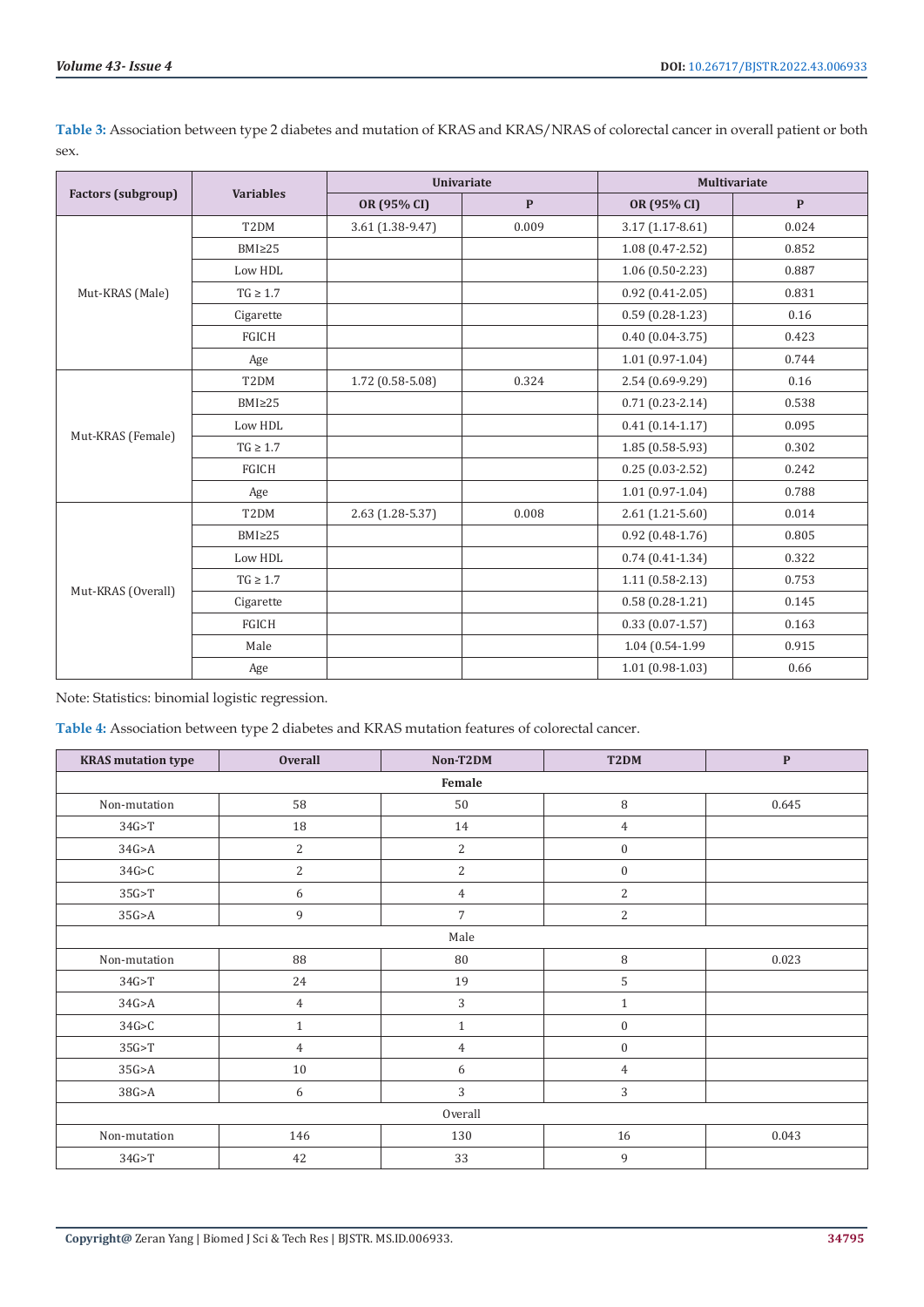**Table 3:** Association between type 2 diabetes and mutation of KRAS and KRAS/NRAS of colorectal cancer in overall patient or both sex.

| Factors (subgroup) | Variables | Univariate | | Multivariate | |
|---|---|---|---|---|---|
| | | OR (95% CI) | P | OR (95% CI) | P |
| Mut-KRAS (Male) | T2DM | 3.61 (1.38-9.47) | 0.009 | 3.17 (1.17-8.61) | 0.024 |
| | BMI≥25 | | | 1.08 (0.47-2.52) | 0.852 |
| | Low HDL | | | 1.06 (0.50-2.23) | 0.887 |
| | TG ≥ 1.7 | | | 0.92 (0.41-2.05) | 0.831 |
| | Cigarette | | | 0.59 (0.28-1.23) | 0.16 |
| | FGICH | | | 0.40 (0.04-3.75) | 0.423 |
| | Age | | | 1.01 (0.97-1.04) | 0.744 |
| Mut-KRAS (Female) | T2DM | 1.72 (0.58-5.08) | 0.324 | 2.54 (0.69-9.29) | 0.16 |
| | BMI≥25 | | | 0.71 (0.23-2.14) | 0.538 |
| | Low HDL | | | 0.41 (0.14-1.17) | 0.095 |
| | TG ≥ 1.7 | | | 1.85 (0.58-5.93) | 0.302 |
| | FGICH | | | 0.25 (0.03-2.52) | 0.242 |
| | Age | | | 1.01 (0.97-1.04) | 0.788 |
| Mut-KRAS (Overall) | T2DM | 2.63 (1.28-5.37) | 0.008 | 2.61 (1.21-5.60) | 0.014 |
| | BMI≥25 | | | 0.92 (0.48-1.76) | 0.805 |
| | Low HDL | | | 0.74 (0.41-1.34) | 0.322 |
| | TG ≥ 1.7 | | | 1.11 (0.58-2.13) | 0.753 |
| | Cigarette | | | 0.58 (0.28-1.21) | 0.145 |
| | FGICH | | | 0.33 (0.07-1.57) | 0.163 |
| | Male | | | 1.04 (0.54-1.99 | 0.915 |
| | Age | | | 1.01 (0.98-1.03) | 0.66 |

Note: Statistics: binomial logistic regression.

**Table 4:** Association between type 2 diabetes and KRAS mutation features of colorectal cancer.

| KRAS mutation type | Overall | Non-T2DM | T2DM | P |
|---|---|---|---|---|
| **Female** | | | | |
| Non-mutation | 58 | 50 | 8 | 0.645 |
| 34G>T | 18 | 14 | 4 | |
| 34G>A | 2 | 2 | 0 | |
| 34G>C | 2 | 2 | 0 | |
| 35G>T | 6 | 4 | 2 | |
| 35G>A | 9 | 7 | 2 | |
| Male | | | | |
| Non-mutation | 88 | 80 | 8 | 0.023 |
| 34G>T | 24 | 19 | 5 | |
| 34G>A | 4 | 3 | 1 | |
| 34G>C | 1 | 1 | 0 | |
| 35G>T | 4 | 4 | 0 | |
| 35G>A | 10 | 6 | 4 | |
| 38G>A | 6 | 3 | 3 | |
| Overall | | | | |
| Non-mutation | 146 | 130 | 16 | 0.043 |
| 34G>T | 42 | 33 | 9 | |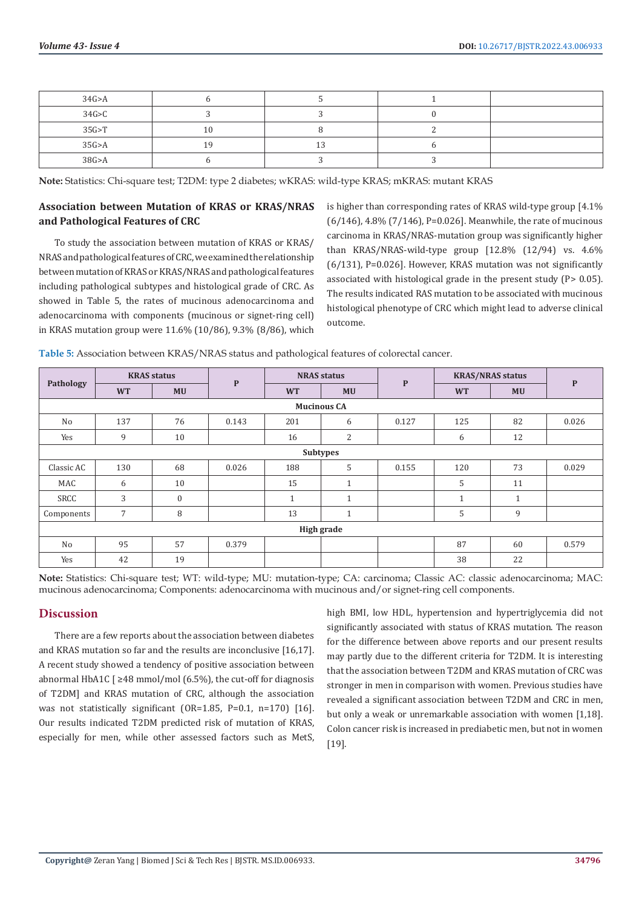| 34G>A | 6 | 5 | 1 | |
|---|---|---|---|---|
| 34G>C | 3 | 3 | 0 | |
| 35G>T | 10 | 8 | 2 | |
| 35G>A | 19 | 13 | 6 | |
| 38G>A | 6 | 3 | 3 | |

**Note:** Statistics: Chi-square test; T2DM: type 2 diabetes; wKRAS: wild-type KRAS; mKRAS: mutant KRAS

### Association between Mutation of KRAS or KRAS/NRAS and Pathological Features of CRC

To study the association between mutation of KRAS or KRAS/NRAS and pathological features of CRC, we examined the relationship between mutation of KRAS or KRAS/NRAS and pathological features including pathological subtypes and histological grade of CRC. As showed in Table 5, the rates of mucinous adenocarcinoma and adenocarcinoma with components (mucinous or signet-ring cell) in KRAS mutation group were 11.6% (10/86), 9.3% (8/86), which is higher than corresponding rates of KRAS wild-type group [4.1% (6/146), 4.8% (7/146), P=0.026]. Meanwhile, the rate of mucinous carcinoma in KRAS/NRAS-mutation group was significantly higher than KRAS/NRAS-wild-type group [12.8% (12/94) vs. 4.6% (6/131), P=0.026]. However, KRAS mutation was not significantly associated with histological grade in the present study (P> 0.05). The results indicated RAS mutation to be associated with mucinous histological phenotype of CRC which might lead to adverse clinical outcome.

**Table 5:** Association between KRAS/NRAS status and pathological features of colorectal cancer.

| Pathology | KRAS status | | P | NRAS status | | P | KRAS/NRAS status | | P |
|---|---|---|---|---|---|---|---|---|---|
| | WT | MU | | WT | MU | | WT | MU | |
| **Mucinous CA** | | | | | | | | | |
| No | 137 | 76 | 0.143 | 201 | 6 | 0.127 | 125 | 82 | 0.026 |
| Yes | 9 | 10 | | 16 | 2 | | 6 | 12 | |
| **Subtypes** | | | | | | | | | |
| Classic AC | 130 | 68 | 0.026 | 188 | 5 | 0.155 | 120 | 73 | 0.029 |
| MAC | 6 | 10 | | 15 | 1 | | 5 | 11 | |
| SRCC | 3 | 0 | | 1 | 1 | | 1 | 1 | |
| Components | 7 | 8 | | 13 | 1 | | 5 | 9 | |
| **High grade** | | | | | | | | | |
| No | 95 | 57 | 0.379 | | | | 87 | 60 | 0.579 |
| Yes | 42 | 19 | | | | | 38 | 22 | |

**Note:** Statistics: Chi-square test; WT: wild-type; MU: mutation-type; CA: carcinoma; Classic AC: classic adenocarcinoma; MAC: mucinous adenocarcinoma; Components: adenocarcinoma with mucinous and/or signet-ring cell components.

## Discussion

There are a few reports about the association between diabetes and KRAS mutation so far and the results are inconclusive [16,17]. A recent study showed a tendency of positive association between abnormal HbA1C [ ≥48 mmol/mol (6.5%), the cut-off for diagnosis of T2DM] and KRAS mutation of CRC, although the association was not statistically significant (OR=1.85, P=0.1, n=170) [16]. Our results indicated T2DM predicted risk of mutation of KRAS, especially for men, while other assessed factors such as MetS, high BMI, low HDL, hypertension and hypertriglycemia did not significantly associated with status of KRAS mutation. The reason for the difference between above reports and our present results may partly due to the different criteria for T2DM. It is interesting that the association between T2DM and KRAS mutation of CRC was stronger in men in comparison with women. Previous studies have revealed a significant association between T2DM and CRC in men, but only a weak or unremarkable association with women [1,18]. Colon cancer risk is increased in prediabetic men, but not in women [19].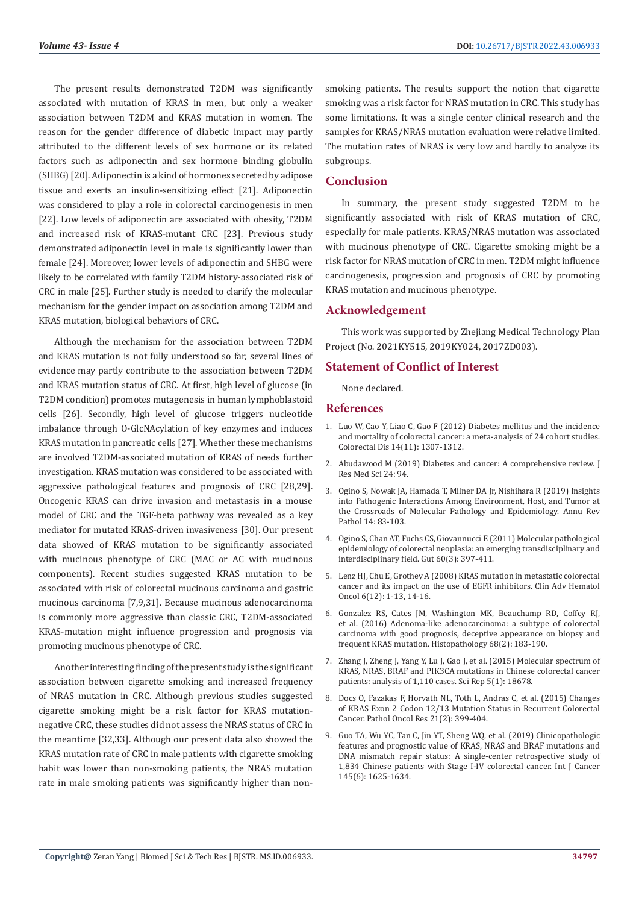The present results demonstrated T2DM was significantly associated with mutation of KRAS in men, but only a weaker association between T2DM and KRAS mutation in women. The reason for the gender difference of diabetic impact may partly attributed to the different levels of sex hormone or its related factors such as adiponectin and sex hormone binding globulin (SHBG) [20]. Adiponectin is a kind of hormones secreted by adipose tissue and exerts an insulin-sensitizing effect [21]. Adiponectin was considered to play a role in colorectal carcinogenesis in men [22]. Low levels of adiponectin are associated with obesity, T2DM and increased risk of KRAS-mutant CRC [23]. Previous study demonstrated adiponectin level in male is significantly lower than female [24]. Moreover, lower levels of adiponectin and SHBG were likely to be correlated with family T2DM history-associated risk of CRC in male [25]. Further study is needed to clarify the molecular mechanism for the gender impact on association among T2DM and KRAS mutation, biological behaviors of CRC.

Although the mechanism for the association between T2DM and KRAS mutation is not fully understood so far, several lines of evidence may partly contribute to the association between T2DM and KRAS mutation status of CRC. At first, high level of glucose (in T2DM condition) promotes mutagenesis in human lymphoblastoid cells [26]. Secondly, high level of glucose triggers nucleotide imbalance through O-GlcNAcylation of key enzymes and induces KRAS mutation in pancreatic cells [27]. Whether these mechanisms are involved T2DM-associated mutation of KRAS of needs further investigation. KRAS mutation was considered to be associated with aggressive pathological features and prognosis of CRC [28,29]. Oncogenic KRAS can drive invasion and metastasis in a mouse model of CRC and the TGF-beta pathway was revealed as a key mediator for mutated KRAS-driven invasiveness [30]. Our present data showed of KRAS mutation to be significantly associated with mucinous phenotype of CRC (MAC or AC with mucinous components). Recent studies suggested KRAS mutation to be associated with risk of colorectal mucinous carcinoma and gastric mucinous carcinoma [7,9,31]. Because mucinous adenocarcinoma is commonly more aggressive than classic CRC, T2DM-associated KRAS-mutation might influence progression and prognosis via promoting mucinous phenotype of CRC.

Another interesting finding of the present study is the significant association between cigarette smoking and increased frequency of NRAS mutation in CRC. Although previous studies suggested cigarette smoking might be a risk factor for KRAS mutation-negative CRC, these studies did not assess the NRAS status of CRC in the meantime [32,33]. Although our present data also showed the KRAS mutation rate of CRC in male patients with cigarette smoking habit was lower than non-smoking patients, the NRAS mutation rate in male smoking patients was significantly higher than non-smoking patients. The results support the notion that cigarette smoking was a risk factor for NRAS mutation in CRC. This study has some limitations. It was a single center clinical research and the samples for KRAS/NRAS mutation evaluation were relative limited. The mutation rates of NRAS is very low and hardly to analyze its subgroups.

## Conclusion

In summary, the present study suggested T2DM to be significantly associated with risk of KRAS mutation of CRC, especially for male patients. KRAS/NRAS mutation was associated with mucinous phenotype of CRC. Cigarette smoking might be a risk factor for NRAS mutation of CRC in men. T2DM might influence carcinogenesis, progression and prognosis of CRC by promoting KRAS mutation and mucinous phenotype.

## Acknowledgement

This work was supported by Zhejiang Medical Technology Plan Project (No. 2021KY515, 2019KY024, 2017ZD003).

## Statement of Conflict of Interest

None declared.

## References

1. Luo W, Cao Y, Liao C, Gao F (2012) Diabetes mellitus and the incidence and mortality of colorectal cancer: a meta-analysis of 24 cohort studies. Colorectal Dis 14(11): 1307-1312.
2. Abudawood M (2019) Diabetes and cancer: A comprehensive review. J Res Med Sci 24: 94.
3. Ogino S, Nowak JA, Hamada T, Milner DA Jr, Nishihara R (2019) Insights into Pathogenic Interactions Among Environment, Host, and Tumor at the Crossroads of Molecular Pathology and Epidemiology. Annu Rev Pathol 14: 83-103.
4. Ogino S, Chan AT, Fuchs CS, Giovannucci E (2011) Molecular pathological epidemiology of colorectal neoplasia: an emerging transdisciplinary and interdisciplinary field. Gut 60(3): 397-411.
5. Lenz HJ, Chu E, Grothey A (2008) KRAS mutation in metastatic colorectal cancer and its impact on the use of EGFR inhibitors. Clin Adv Hematol Oncol 6(12): 1-13, 14-16.
6. Gonzalez RS, Cates JM, Washington MK, Beauchamp RD, Coffey RJ, et al. (2016) Adenoma-like adenocarcinoma: a subtype of colorectal carcinoma with good prognosis, deceptive appearance on biopsy and frequent KRAS mutation. Histopathology 68(2): 183-190.
7. Zhang J, Zheng J, Yang Y, Lu J, Gao J, et al. (2015) Molecular spectrum of KRAS, NRAS, BRAF and PIK3CA mutations in Chinese colorectal cancer patients: analysis of 1,110 cases. Sci Rep 5(1): 18678.
8. Docs O, Fazakas F, Horvath NL, Toth L, Andras C, et al. (2015) Changes of KRAS Exon 2 Codon 12/13 Mutation Status in Recurrent Colorectal Cancer. Pathol Oncol Res 21(2): 399-404.
9. Guo TA, Wu YC, Tan C, Jin YT, Sheng WQ, et al. (2019) Clinicopathologic features and prognostic value of KRAS, NRAS and BRAF mutations and DNA mismatch repair status: A single-center retrospective study of 1,834 Chinese patients with Stage I-IV colorectal cancer. Int J Cancer 145(6): 1625-1634.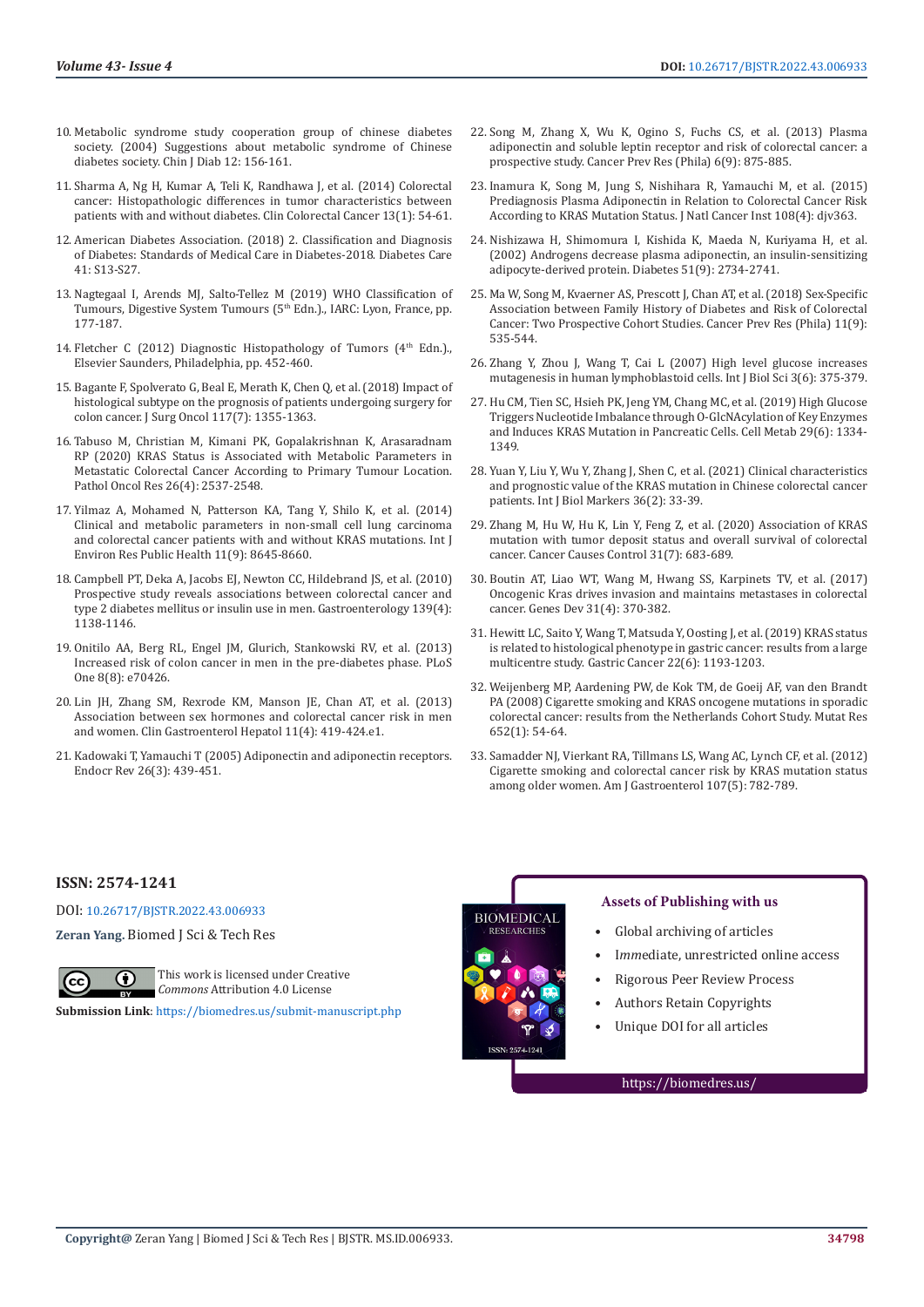10. Metabolic syndrome study cooperation group of chinese diabetes society. (2004) Suggestions about metabolic syndrome of Chinese diabetes society. Chin J Diab 12: 156-161.
11. Sharma A, Ng H, Kumar A, Teli K, Randhawa J, et al. (2014) Colorectal cancer: Histopathologic differences in tumor characteristics between patients with and without diabetes. Clin Colorectal Cancer 13(1): 54-61.
12. American Diabetes Association. (2018) 2. Classification and Diagnosis of Diabetes: Standards of Medical Care in Diabetes-2018. Diabetes Care 41: S13-S27.
13. Nagtegaal I, Arends MJ, Salto-Tellez M (2019) WHO Classification of Tumours, Digestive System Tumours (5th Edn.)., IARC: Lyon, France, pp. 177-187.
14. Fletcher C (2012) Diagnostic Histopathology of Tumors (4th Edn.)., Elsevier Saunders, Philadelphia, pp. 452-460.
15. Bagante F, Spolverato G, Beal E, Merath K, Chen Q, et al. (2018) Impact of histological subtype on the prognosis of patients undergoing surgery for colon cancer. J Surg Oncol 117(7): 1355-1363.
16. Tabuso M, Christian M, Kimani PK, Gopalakrishnan K, Arasaradnam RP (2020) KRAS Status is Associated with Metabolic Parameters in Metastatic Colorectal Cancer According to Primary Tumour Location. Pathol Oncol Res 26(4): 2537-2548.
17. Yilmaz A, Mohamed N, Patterson KA, Tang Y, Shilo K, et al. (2014) Clinical and metabolic parameters in non-small cell lung carcinoma and colorectal cancer patients with and without KRAS mutations. Int J Environ Res Public Health 11(9): 8645-8660.
18. Campbell PT, Deka A, Jacobs EJ, Newton CC, Hildebrand JS, et al. (2010) Prospective study reveals associations between colorectal cancer and type 2 diabetes mellitus or insulin use in men. Gastroenterology 139(4): 1138-1146.
19. Onitilo AA, Berg RL, Engel JM, Glurich, Stankowski RV, et al. (2013) Increased risk of colon cancer in men in the pre-diabetes phase. PLoS One 8(8): e70426.
20. Lin JH, Zhang SM, Rexrode KM, Manson JE, Chan AT, et al. (2013) Association between sex hormones and colorectal cancer risk in men and women. Clin Gastroenterol Hepatol 11(4): 419-424.e1.
21. Kadowaki T, Yamauchi T (2005) Adiponectin and adiponectin receptors. Endocr Rev 26(3): 439-451.
22. Song M, Zhang X, Wu K, Ogino S, Fuchs CS, et al. (2013) Plasma adiponectin and soluble leptin receptor and risk of colorectal cancer: a prospective study. Cancer Prev Res (Phila) 6(9): 875-885.
23. Inamura K, Song M, Jung S, Nishihara R, Yamauchi M, et al. (2015) Prediagnosis Plasma Adiponectin in Relation to Colorectal Cancer Risk According to KRAS Mutation Status. J Natl Cancer Inst 108(4): djv363.
24. Nishizawa H, Shimomura I, Kishida K, Maeda N, Kuriyama H, et al. (2002) Androgens decrease plasma adiponectin, an insulin-sensitizing adipocyte-derived protein. Diabetes 51(9): 2734-2741.
25. Ma W, Song M, Kvaerner AS, Prescott J, Chan AT, et al. (2018) Sex-Specific Association between Family History of Diabetes and Risk of Colorectal Cancer: Two Prospective Cohort Studies. Cancer Prev Res (Phila) 11(9): 535-544.
26. Zhang Y, Zhou J, Wang T, Cai L (2007) High level glucose increases mutagenesis in human lymphoblastoid cells. Int J Biol Sci 3(6): 375-379.
27. Hu CM, Tien SC, Hsieh PK, Jeng YM, Chang MC, et al. (2019) High Glucose Triggers Nucleotide Imbalance through O-GlcNAcylation of Key Enzymes and Induces KRAS Mutation in Pancreatic Cells. Cell Metab 29(6): 1334-1349.
28. Yuan Y, Liu Y, Wu Y, Zhang J, Shen C, et al. (2021) Clinical characteristics and prognostic value of the KRAS mutation in Chinese colorectal cancer patients. Int J Biol Markers 36(2): 33-39.
29. Zhang M, Hu W, Hu K, Lin Y, Feng Z, et al. (2020) Association of KRAS mutation with tumor deposit status and overall survival of colorectal cancer. Cancer Causes Control 31(7): 683-689.
30. Boutin AT, Liao WT, Wang M, Hwang SS, Karpinets TV, et al. (2017) Oncogenic Kras drives invasion and maintains metastases in colorectal cancer. Genes Dev 31(4): 370-382.
31. Hewitt LC, Saito Y, Wang T, Matsuda Y, Oosting J, et al. (2019) KRAS status is related to histological phenotype in gastric cancer: results from a large multicentre study. Gastric Cancer 22(6): 1193-1203.
32. Weijenberg MP, Aardening PW, de Kok TM, de Goeij AF, van den Brandt PA (2008) Cigarette smoking and KRAS oncogene mutations in sporadic colorectal cancer: results from the Netherlands Cohort Study. Mutat Res 652(1): 54-64.
33. Samadder NJ, Vierkant RA, Tillmans LS, Wang AC, Lynch CF, et al. (2012) Cigarette smoking and colorectal cancer risk by KRAS mutation status among older women. Am J Gastroenterol 107(5): 782-789.

**ISSN: 2574-1241**

DOI: 10.26717/BJSTR.2022.43.006933

**Zeran Yang.** Biomed J Sci & Tech Res

This work is licensed under Creative *Commons* Attribution 4.0 License

**Submission Link**: https://biomedres.us/submit-manuscript.php

**Assets of Publishing with us**

- Global archiving of articles
- Immediate, unrestricted online access
- Rigorous Peer Review Process
- Authors Retain Copyrights
- Unique DOI for all articles

https://biomedres.us/